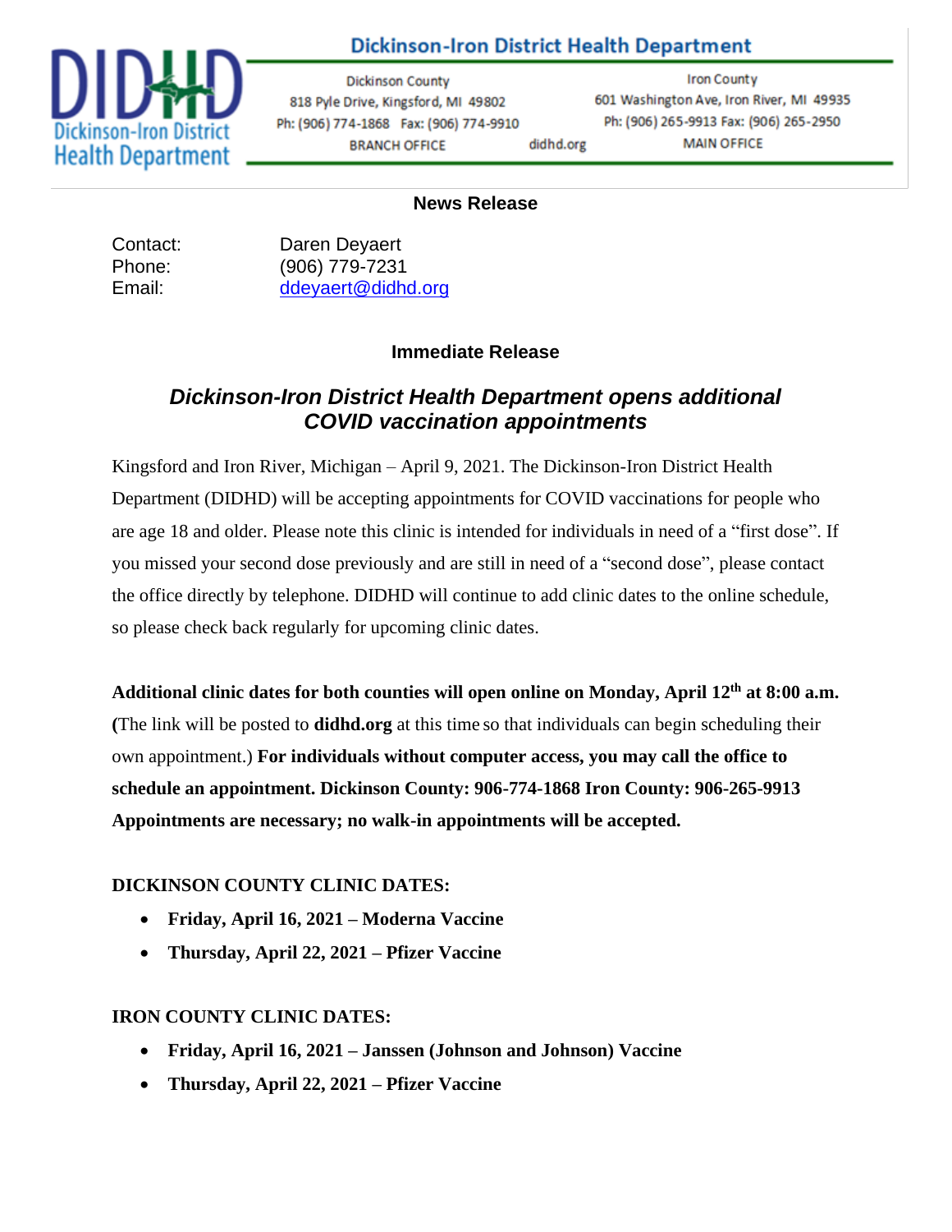**Dickinson-Iron District Health Department**

Dickinson County
818 Pyle Drive, Kingsford, MI 49802
Ph: (906) 774-1868 Fax: (906) 774-9910
BRANCH OFFICE

didhd.org

Iron County
601 Washington Ave, Iron River, MI 49935
Ph: (906) 265-9913 Fax: (906) 265-2950
MAIN OFFICE

**News Release**

Contact: Daren Deyaert
Phone: (906) 779-7231
Email: ddeyaert@didhd.org

**Immediate Release**

## *Dickinson-Iron District Health Department opens additional COVID vaccination appointments*

Kingsford and Iron River, Michigan – April 9, 2021. The Dickinson-Iron District Health Department (DIDHD) will be accepting appointments for COVID vaccinations for people who are age 18 and older. Please note this clinic is intended for individuals in need of a "first dose". If you missed your second dose previously and are still in need of a "second dose", please contact the office directly by telephone. DIDHD will continue to add clinic dates to the online schedule, so please check back regularly for upcoming clinic dates.

**Additional clinic dates for both counties will open online on Monday, April 12th at 8:00 a.m. (**The link will be posted to **didhd.org** at this time so that individuals can begin scheduling their own appointment.) **For individuals without computer access, you may call the office to schedule an appointment. Dickinson County: 906-774-1868 Iron County: 906-265-9913 Appointments are necessary; no walk-in appointments will be accepted.**

**DICKINSON COUNTY CLINIC DATES:**

- **Friday, April 16, 2021 – Moderna Vaccine**
- **Thursday, April 22, 2021 – Pfizer Vaccine**

**IRON COUNTY CLINIC DATES:**

- **Friday, April 16, 2021 – Janssen (Johnson and Johnson) Vaccine**
- **Thursday, April 22, 2021 – Pfizer Vaccine**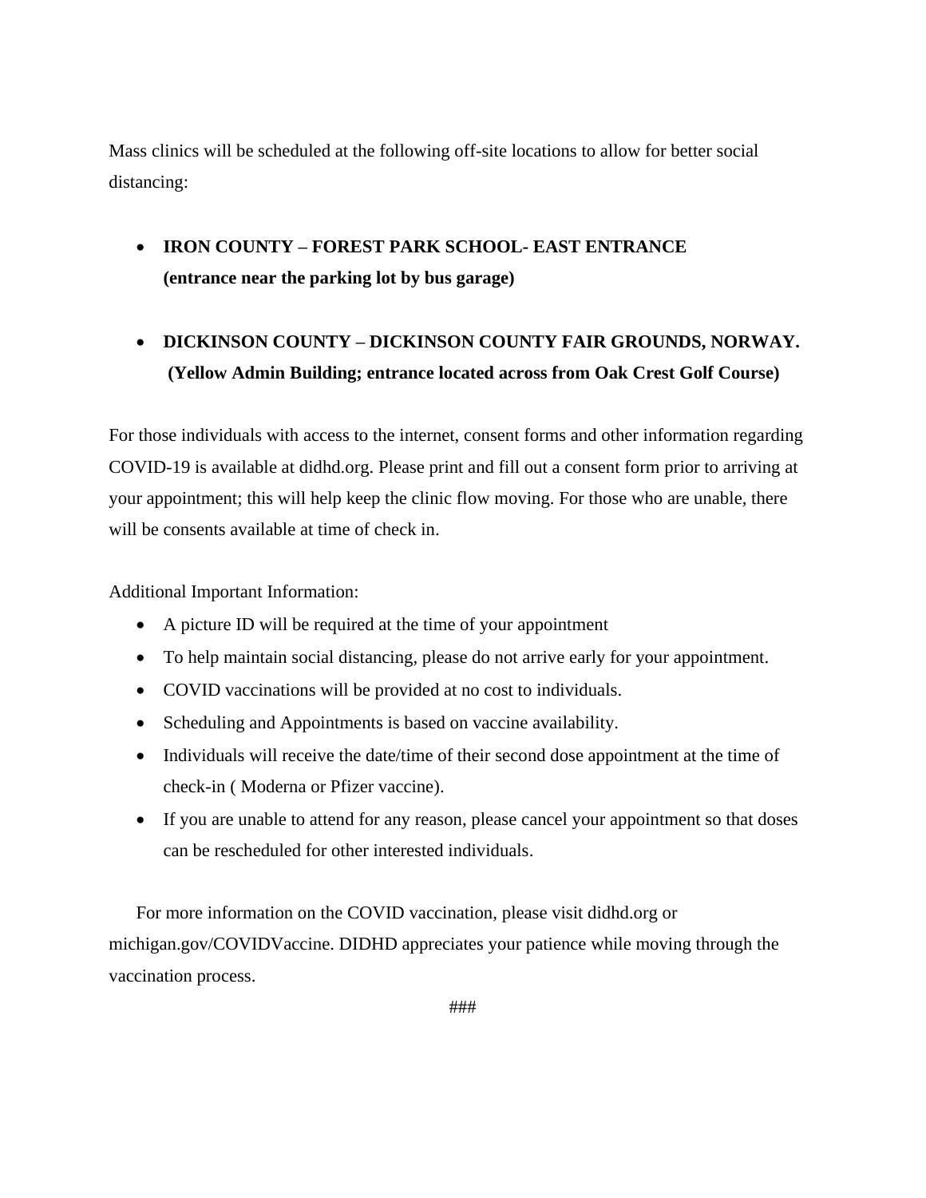Mass clinics will be scheduled at the following off-site locations to allow for better social distancing:

- **IRON COUNTY – FOREST PARK SCHOOL- EAST ENTRANCE (entrance near the parking lot by bus garage)**
- **DICKINSON COUNTY – DICKINSON COUNTY FAIR GROUNDS, NORWAY. (Yellow Admin Building; entrance located across from Oak Crest Golf Course)**

For those individuals with access to the internet, consent forms and other information regarding COVID-19 is available at didhd.org. Please print and fill out a consent form prior to arriving at your appointment; this will help keep the clinic flow moving. For those who are unable, there will be consents available at time of check in.

Additional Important Information:

- A picture ID will be required at the time of your appointment
- To help maintain social distancing, please do not arrive early for your appointment.
- COVID vaccinations will be provided at no cost to individuals.
- Scheduling and Appointments is based on vaccine availability.
- Individuals will receive the date/time of their second dose appointment at the time of check-in ( Moderna or Pfizer vaccine).
- If you are unable to attend for any reason, please cancel your appointment so that doses can be rescheduled for other interested individuals.

For more information on the COVID vaccination, please visit didhd.org or michigan.gov/COVIDVaccine. DIDHD appreciates your patience while moving through the vaccination process.

###